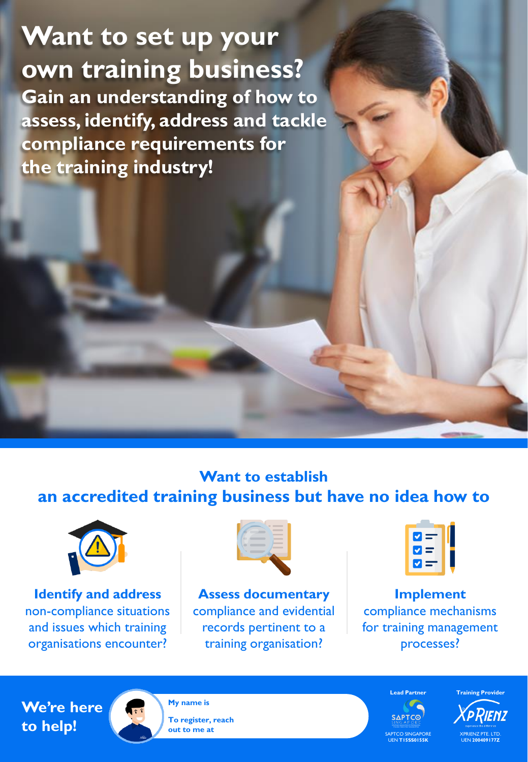# Want to set up your own training business?

## Gain an understanding of how to assess, identify, address and tackle compliance requirements for the training industry!

## Want to establish an accredited training business but have no idea how to

**Identify and address** non-compliance situations and issues which training organisations encounter?

**Assess documentary** compliance and evidential records pertinent to a training organisation?

**Implement** compliance mechanisms for training management processes?

**We're here to help!**

**My name is**

**To register, reach out to me at**

**Lead Partner**

SAPTCO SINGAPORE
UEN T15SS0155K

**Training Provider**

XPRIENZ PTE. LTD.
UEN 200409177Z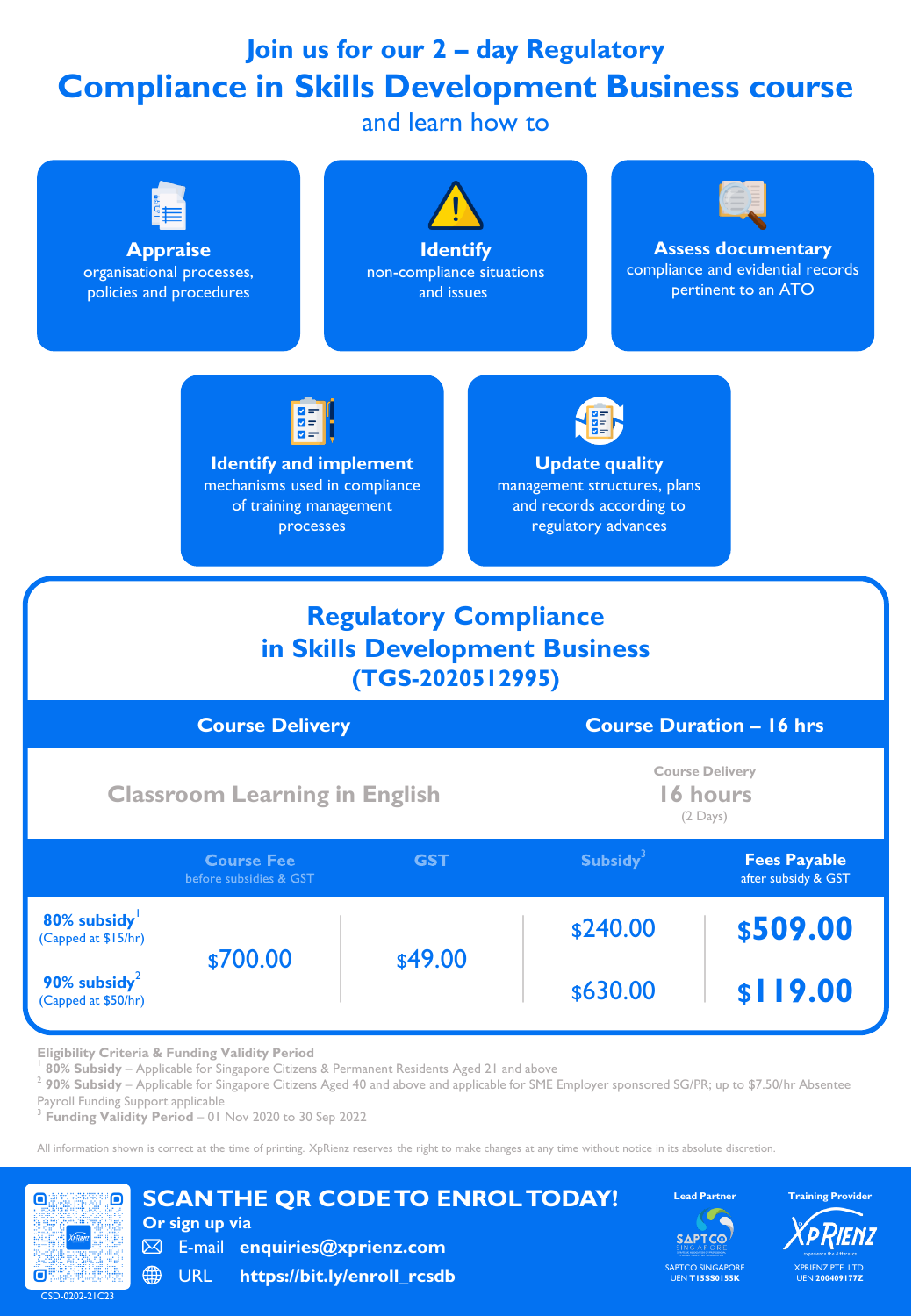# Join us for our 2 – day Regulatory Compliance in Skills Development Business course

and learn how to

**Appraise**
organisational processes, policies and procedures

**Identify**
non-compliance situations and issues

**Assess documentary**
compliance and evidential records pertinent to an ATO

**Identify and implement**
mechanisms used in compliance of training management processes

**Update quality**
management structures, plans and records according to regulatory advances

## Regulatory Compliance in Skills Development Business (TGS-2020512995)

| Course Delivery | Course Duration – 16 hrs |
|---|---|
| Classroom Learning in English | Course Delivery 16 hours (2 Days) |

| | Course Fee before subsidies & GST | GST | Subsidy[3] | Fees Payable after subsidy & GST |
|---|---|---|---|---|
| **80% subsidy**[1] (Capped at $15/hr) | $700.00 | $49.00 | $240.00 | **$509.00** |
| **90% subsidy**[2] (Capped at $50/hr) | $700.00 | $49.00 | $630.00 | **$119.00** |

**Eligibility Criteria & Funding Validity Period**

[1] **80% Subsidy** – Applicable for Singapore Citizens & Permanent Residents Aged 21 and above

[2] **90% Subsidy** – Applicable for Singapore Citizens Aged 40 and above and applicable for SME Employer sponsored SG/PR; up to $7.50/hr Absentee Payroll Funding Support applicable

[3] **Funding Validity Period** – 01 Nov 2020 to 30 Sep 2022

All information shown is correct at the time of printing. XpRienz reserves the right to make changes at any time without notice in its absolute discretion.

**SCAN THE QR CODE TO ENROL TODAY!**

**Or sign up via**

E-mail **enquiries@xprienz.com**

URL **https://bit.ly/enroll_rcsdb**

CSD-0202-21C23

**Lead Partner**
SAPTCO SINGAPORE
UEN T15SS0155K

**Training Provider**
XPRIENZ PTE. LTD.
UEN 200409177Z